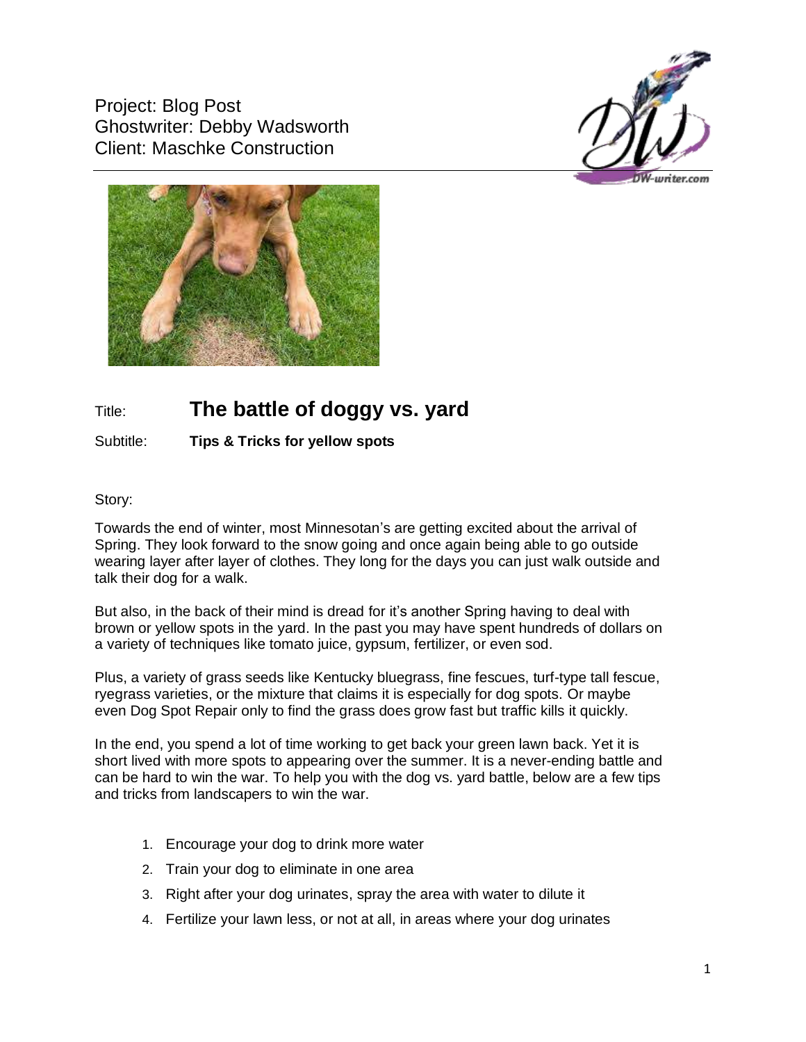Project: Blog Post
Ghostwriter: Debby Wadsworth
Client: Maschke Construction

Title: **The battle of doggy vs. yard**

Subtitle: **Tips & Tricks for yellow spots**

Story:

Towards the end of winter, most Minnesotan's are getting excited about the arrival of Spring. They look forward to the snow going and once again being able to go outside wearing layer after layer of clothes. They long for the days you can just walk outside and talk their dog for a walk.

But also, in the back of their mind is dread for it's another Spring having to deal with brown or yellow spots in the yard. In the past you may have spent hundreds of dollars on a variety of techniques like tomato juice, gypsum, fertilizer, or even sod.

Plus, a variety of grass seeds like Kentucky bluegrass, fine fescues, turf-type tall fescue, ryegrass varieties, or the mixture that claims it is especially for dog spots. Or maybe even Dog Spot Repair only to find the grass does grow fast but traffic kills it quickly.

In the end, you spend a lot of time working to get back your green lawn back. Yet it is short lived with more spots to appearing over the summer. It is a never-ending battle and can be hard to win the war. To help you with the dog vs. yard battle, below are a few tips and tricks from landscapers to win the war.

1. Encourage your dog to drink more water
2. Train your dog to eliminate in one area
3. Right after your dog urinates, spray the area with water to dilute it
4. Fertilize your lawn less, or not at all, in areas where your dog urinates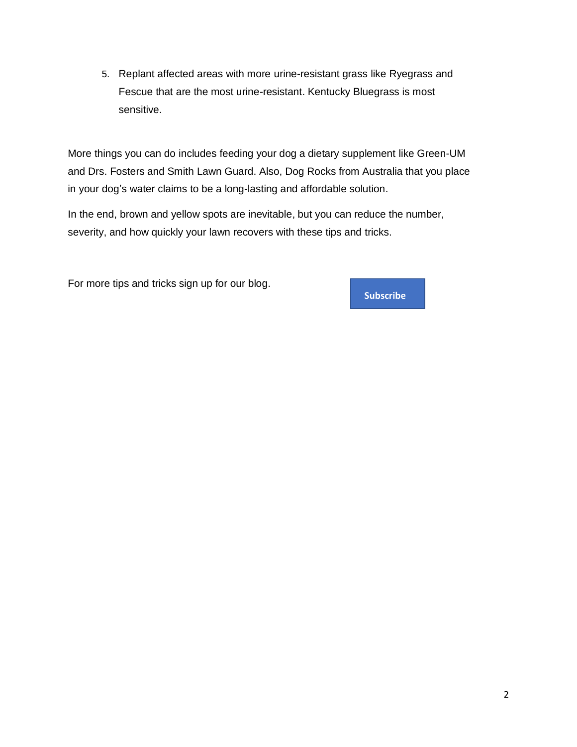5. Replant affected areas with more urine-resistant grass like Ryegrass and Fescue that are the most urine-resistant. Kentucky Bluegrass is most sensitive.

More things you can do includes feeding your dog a dietary supplement like Green-UM and Drs. Fosters and Smith Lawn Guard. Also, Dog Rocks from Australia that you place in your dog's water claims to be a long-lasting and affordable solution.

In the end, brown and yellow spots are inevitable, but you can reduce the number, severity, and how quickly your lawn recovers with these tips and tricks.

For more tips and tricks sign up for our blog.

**Subscribe**